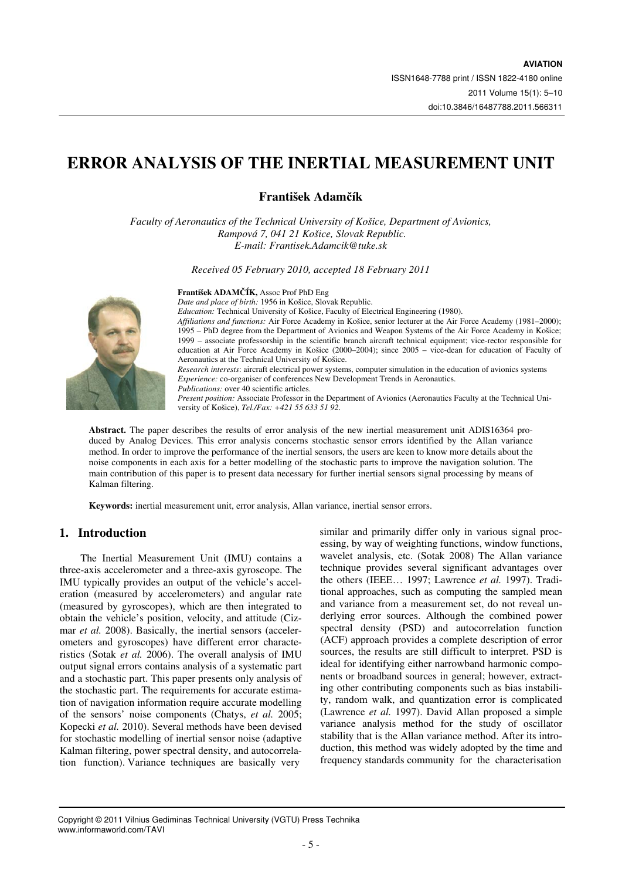# ERROR ANALYSIS OF THE INERTIAL MEASUREMENT UNIT

**František Adamčík**

*Faculty of Aeronautics of the Technical University of Košice, Department of Avionics, Rampová 7, 041 21 Košice, Slovak Republic.*
*E-mail: Frantisek.Adamcik@tuke.sk*

*Received 05 February 2010, accepted 18 February 2011*

**František ADAMČÍK,** Assoc Prof PhD Eng
*Date and place of birth:* 1956 in Košice, Slovak Republic.
*Education:* Technical University of Košice, Faculty of Electrical Engineering (1980).
*Affiliations and functions:* Air Force Academy in Košice, senior lecturer at the Air Force Academy (1981–2000); 1995 – PhD degree from the Department of Avionics and Weapon Systems of the Air Force Academy in Košice; 1999 – associate professorship in the scientific branch aircraft technical equipment; vice-rector responsible for education at Air Force Academy in Košice (2000–2004); since 2005 – vice-dean for education of Faculty of Aeronautics at the Technical University of Košice.
*Research interests*: aircraft electrical power systems, computer simulation in the education of avionics systems
*Experience:* co-organiser of conferences New Development Trends in Aeronautics.
*Publications:* over 40 scientific articles.
*Present position:* Associate Professor in the Department of Avionics (Aeronautics Faculty at the Technical University of Košice), *Tel./Fax: +421 55 633 51 92*.

**Abstract.** The paper describes the results of error analysis of the new inertial measurement unit ADIS16364 produced by Analog Devices. This error analysis concerns stochastic sensor errors identified by the Allan variance method. In order to improve the performance of the inertial sensors, the users are keen to know more details about the noise components in each axis for a better modelling of the stochastic parts to improve the navigation solution. The main contribution of this paper is to present data necessary for further inertial sensors signal processing by means of Kalman filtering.

**Keywords:** inertial measurement unit, error analysis, Allan variance, inertial sensor errors.

## 1. Introduction

The Inertial Measurement Unit (IMU) contains a three-axis accelerometer and a three-axis gyroscope. The IMU typically provides an output of the vehicle's acceleration (measured by accelerometers) and angular rate (measured by gyroscopes), which are then integrated to obtain the vehicle's position, velocity, and attitude (Cizmar *et al.* 2008). Basically, the inertial sensors (accelerometers and gyroscopes) have different error characteristics (Sotak *et al.* 2006). The overall analysis of IMU output signal errors contains analysis of a systematic part and a stochastic part. This paper presents only analysis of the stochastic part. The requirements for accurate estimation of navigation information require accurate modelling of the sensors' noise components (Chatys, *et al.* 2005; Kopecki *et al.* 2010). Several methods have been devised for stochastic modelling of inertial sensor noise (adaptive Kalman filtering, power spectral density, and autocorrelation function). Variance techniques are basically very similar and primarily differ only in various signal processing, by way of weighting functions, window functions, wavelet analysis, etc. (Sotak 2008) The Allan variance technique provides several significant advantages over the others (IEEE… 1997; Lawrence *et al.* 1997). Traditional approaches, such as computing the sampled mean and variance from a measurement set, do not reveal underlying error sources. Although the combined power spectral density (PSD) and autocorrelation function (ACF) approach provides a complete description of error sources, the results are still difficult to interpret. PSD is ideal for identifying either narrowband harmonic components or broadband sources in general; however, extracting other contributing components such as bias instability, random walk, and quantization error is complicated (Lawrence *et al.* 1997). David Allan proposed a simple variance analysis method for the study of oscillator stability that is the Allan variance method. After its introduction, this method was widely adopted by the time and frequency standards community for the characterisation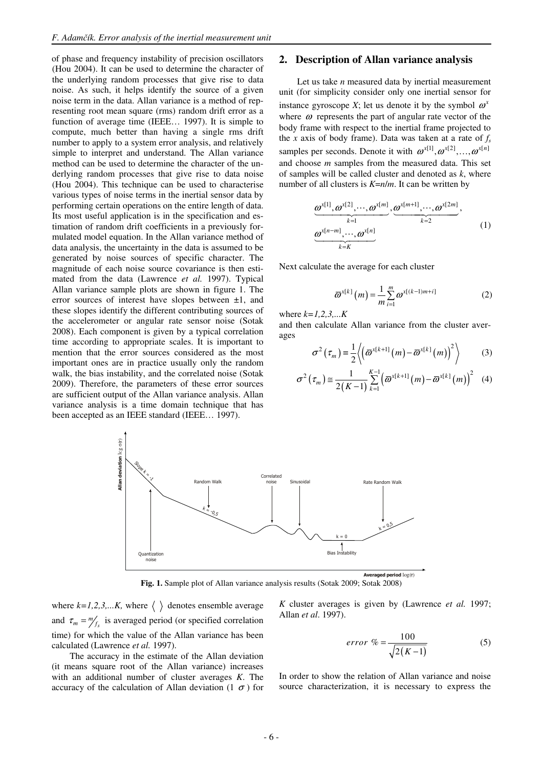of phase and frequency instability of precision oscillators (Hou 2004). It can be used to determine the character of the underlying random processes that give rise to data noise. As such, it helps identify the source of a given noise term in the data. Allan variance is a method of representing root mean square (rms) random drift error as a function of average time (IEEE… 1997). It is simple to compute, much better than having a single rms drift number to apply to a system error analysis, and relatively simple to interpret and understand. The Allan variance method can be used to determine the character of the underlying random processes that give rise to data noise (Hou 2004). This technique can be used to characterise various types of noise terms in the inertial sensor data by performing certain operations on the entire length of data. Its most useful application is in the specification and estimation of random drift coefficients in a previously formulated model equation. In the Allan variance method of data analysis, the uncertainty in the data is assumed to be generated by noise sources of specific character. The magnitude of each noise source covariance is then estimated from the data (Lawrence *et al.* 1997). Typical Allan variance sample plots are shown in figure 1. The error sources of interest have slopes between ±1, and these slopes identify the different contributing sources of the accelerometer or angular rate sensor noise (Sotak 2008). Each component is given by a typical correlation time according to appropriate scales. It is important to mention that the error sources considered as the most important ones are in practice usually only the random walk, the bias instability, and the correlated noise (Sotak 2009). Therefore, the parameters of these error sources are sufficient output of the Allan variance analysis. Allan variance analysis is a time domain technique that has been accepted as an IEEE standard (IEEE… 1997).

## 2. Description of Allan variance analysis

Let us take *n* measured data by inertial measurement unit (for simplicity consider only one inertial sensor for instance gyroscope *X*; let us denote it by the symbol $\omega^x$ where $\omega$ represents the part of angular rate vector of the body frame with respect to the inertial frame projected to the *x* axis of body frame). Data was taken at a rate of $f_s$ samples per seconds. Denote it with $\omega^{x[1]}, \omega^{x[2]}, \ldots, \omega^{x[n]}$ and choose *m* samples from the measured data. This set of samples will be called cluster and denoted as *k*, where number of all clusters is $K=n/m$. It can be written by

$$\underbrace{\omega^{x[1]}, \omega^{x[2]}, \cdots, \omega^{x[m]}}_{k=1}, \underbrace{\omega^{x[m+1]}, \cdots, \omega^{x[2m]}}_{k=2}, \underbrace{\omega^{x[n-m]}, \cdots, \omega^{x[n]}}_{k=K} \quad (1)$$

Next calculate the average for each cluster

$$\bar{\omega}^{x[k]}(m) = \frac{1}{m}\sum_{i=1}^{m} \omega^{x[(k-1)m+i]} \quad (2)$$

where $k=1,2,3,\ldots K$
and then calculate Allan variance from the cluster averages

$$\sigma^2(\tau_m) \equiv \frac{1}{2}\left\langle \left(\bar{\omega}^{x[k+1]}(m) - \bar{\omega}^{x[k]}(m)\right)^2 \right\rangle \quad (3)$$

$$\sigma^2(\tau_m) \cong \frac{1}{2(K-1)}\sum_{k=1}^{K-1}\left(\bar{\omega}^{x[k+1]}(m) - \bar{\omega}^{x[k]}(m)\right)^2 \quad (4)$$

**Fig. 1.** Sample plot of Allan variance analysis results (Sotak 2009; Sotak 2008)

where $k=1,2,3,\ldots K$, where $\langle \; \rangle$ denotes ensemble average and $\tau_m = m/f_s$ is averaged period (or specified correlation time) for which the value of the Allan variance has been calculated (Lawrence *et al.* 1997).

The accuracy in the estimate of the Allan deviation (it means square root of the Allan variance) increases with an additional number of cluster averages *K*. The accuracy of the calculation of Allan deviation (1 $\sigma$) for *K* cluster averages is given by (Lawrence *et al.* 1997; Allan *et al.* 1997).

$$error\ \% = \frac{100}{\sqrt{2(K-1)}} \quad (5)$$

In order to show the relation of Allan variance and noise source characterization, it is necessary to express the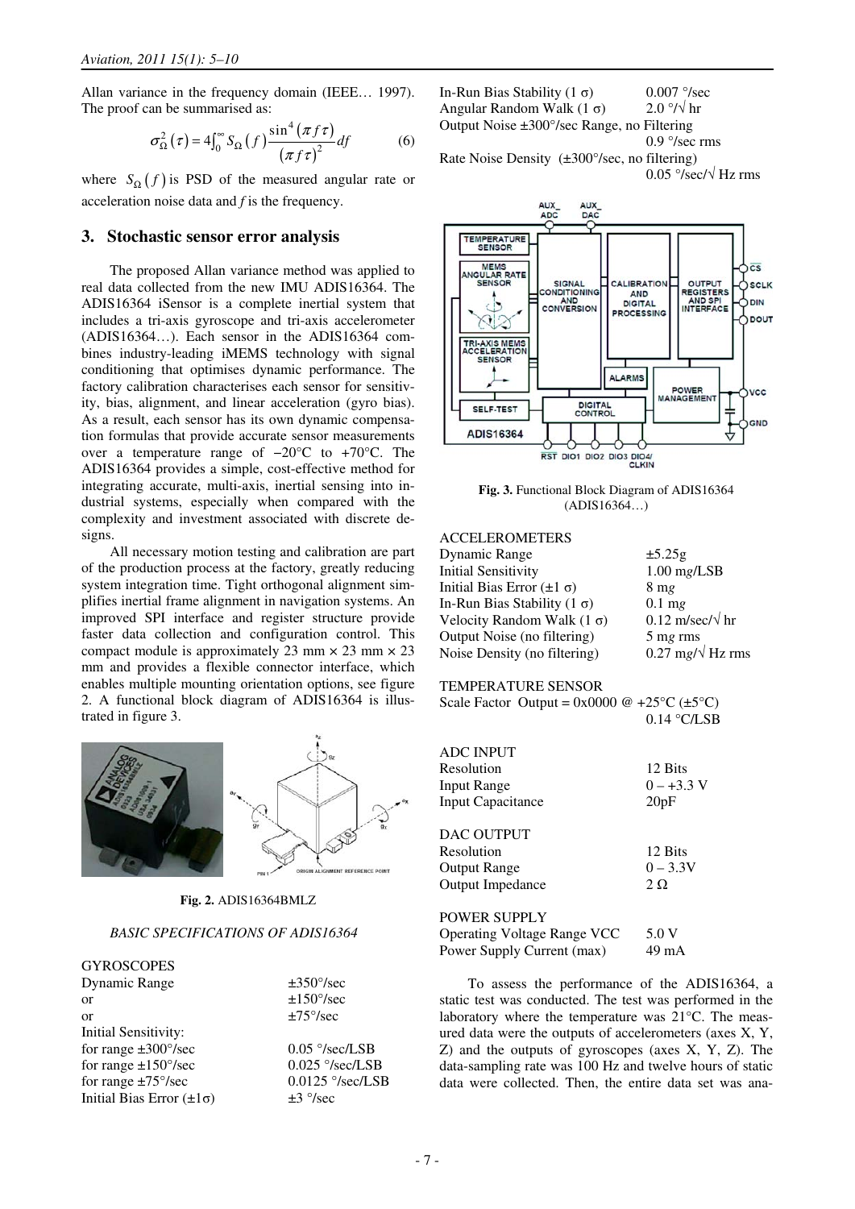Allan variance in the frequency domain (IEEE… 1997). The proof can be summarised as:

$$\sigma_{\Omega}^{2}(\tau) = 4\int_{0}^{\infty} S_{\Omega}(f)\frac{\sin^{4}(\pi f \tau)}{(\pi f \tau)^{2}}df \qquad (6)$$

where $S_{\Omega}(f)$ is PSD of the measured angular rate or acceleration noise data and $f$ is the frequency.

## 3. Stochastic sensor error analysis

The proposed Allan variance method was applied to real data collected from the new IMU ADIS16364. The ADIS16364 iSensor is a complete inertial system that includes a tri-axis gyroscope and tri-axis accelerometer (ADIS16364…). Each sensor in the ADIS16364 combines industry-leading iMEMS technology with signal conditioning that optimises dynamic performance. The factory calibration characterises each sensor for sensitivity, bias, alignment, and linear acceleration (gyro bias). As a result, each sensor has its own dynamic compensation formulas that provide accurate sensor measurements over a temperature range of −20°C to +70°C. The ADIS16364 provides a simple, cost-effective method for integrating accurate, multi-axis, inertial sensing into industrial systems, especially when compared with the complexity and investment associated with discrete designs.

All necessary motion testing and calibration are part of the production process at the factory, greatly reducing system integration time. Tight orthogonal alignment simplifies inertial frame alignment in navigation systems. An improved SPI interface and register structure provide faster data collection and configuration control. This compact module is approximately 23 mm × 23 mm × 23 mm and provides a flexible connector interface, which enables multiple mounting orientation options, see figure 2. A functional block diagram of ADIS16364 is illustrated in figure 3.

**Fig. 2.** ADIS16364BMLZ

*BASIC SPECIFICATIONS OF ADIS16364*

GYROSCOPES

| | |
|---|---|
| Dynamic Range | ±350°/sec |
| or | ±150°/sec |
| or | ±75°/sec |
| Initial Sensitivity: | |
| for range ±300°/sec | 0.05 °/sec/LSB |
| for range ±150°/sec | 0.025 °/sec/LSB |
| for range ±75°/sec | 0.0125 °/sec/LSB |
| Initial Bias Error (±1σ) | ±3 °/sec |
| In-Run Bias Stability (1 σ) | 0.007 °/sec |
| Angular Random Walk (1 σ) | 2.0 °/√ hr |
| Output Noise ±300°/sec Range, no Filtering | 0.9 °/sec rms |
| Rate Noise Density (±300°/sec, no filtering) | 0.05 °/sec/√ Hz rms |

**Fig. 3.** Functional Block Diagram of ADIS16364 (ADIS16364…)

ACCELEROMETERS

| | |
|---|---|
| Dynamic Range | ±5.25g |
| Initial Sensitivity | 1.00 m*g*/LSB |
| Initial Bias Error (±1 σ) | 8 m*g* |
| In-Run Bias Stability (1 σ) | 0.1 m*g* |
| Velocity Random Walk (1 σ) | 0.12 m/sec/√ hr |
| Output Noise (no filtering) | 5 m*g* rms |
| Noise Density (no filtering) | 0.27 m*g*/√ Hz rms |

TEMPERATURE SENSOR

| | |
|---|---|
| Scale Factor Output = 0x0000 @ +25°C (±5°C) | 0.14 °C/LSB |

ADC INPUT

| | |
|---|---|
| Resolution | 12 Bits |
| Input Range | 0 – +3.3 V |
| Input Capacitance | 20pF |

DAC OUTPUT

| | |
|---|---|
| Resolution | 12 Bits |
| Output Range | 0 – 3.3V |
| Output Impedance | 2 Ω |

POWER SUPPLY

| | |
|---|---|
| Operating Voltage Range VCC | 5.0 V |
| Power Supply Current (max) | 49 mA |

To assess the performance of the ADIS16364, a static test was conducted. The test was performed in the laboratory where the temperature was 21°C. The measured data were the outputs of accelerometers (axes X, Y, Z) and the outputs of gyroscopes (axes X, Y, Z). The data-sampling rate was 100 Hz and twelve hours of static data were collected. Then, the entire data set was ana-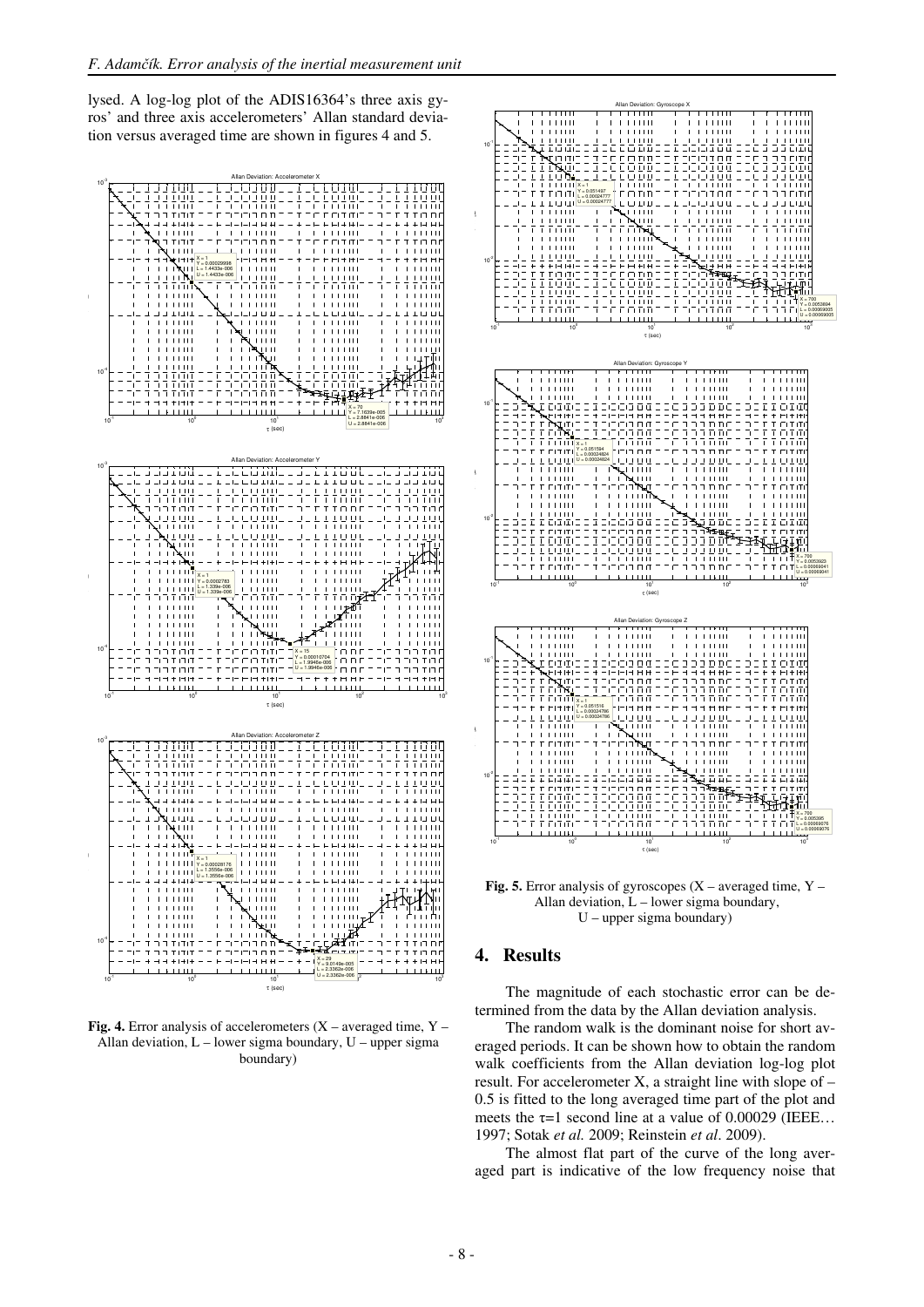lysed. A log-log plot of the ADIS16364's three axis gyros' and three axis accelerometers' Allan standard deviation versus averaged time are shown in figures 4 and 5.

**Fig. 4.** Error analysis of accelerometers (X – averaged time, Y – Allan deviation, L – lower sigma boundary, U – upper sigma boundary)

**Fig. 5.** Error analysis of gyroscopes (X – averaged time, Y – Allan deviation, L – lower sigma boundary, U – upper sigma boundary)

## 4. Results

The magnitude of each stochastic error can be determined from the data by the Allan deviation analysis.

The random walk is the dominant noise for short averaged periods. It can be shown how to obtain the random walk coefficients from the Allan deviation log-log plot result. For accelerometer X, a straight line with slope of –0.5 is fitted to the long averaged time part of the plot and meets the $\tau$=1 second line at a value of 0.00029 (IEEE… 1997; Sotak *et al.* 2009; Reinstein *et al*. 2009).

The almost flat part of the curve of the long averaged part is indicative of the low frequency noise that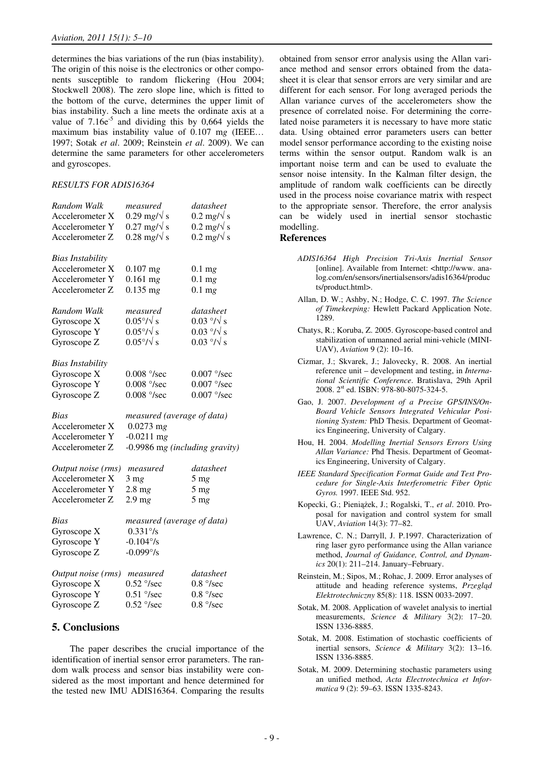determines the bias variations of the run (bias instability). The origin of this noise is the electronics or other components susceptible to random flickering (Hou 2004; Stockwell 2008). The zero slope line, which is fitted to the bottom of the curve, determines the upper limit of bias instability. Such a line meets the ordinate axis at a value of $7.16e^{-5}$ and dividing this by 0,664 yields the maximum bias instability value of 0.107 m*g* (IEEE… 1997; Sotak *et al*. 2009; Reinstein *et al*. 2009). We can determine the same parameters for other accelerometers and gyroscopes.

*RESULTS FOR ADIS16364*

| *Random Walk* | *measured* | *datasheet* |
|---|---|---|
| Accelerometer X | 0.29 m*g*/√ s | 0.2 m*g*/√ s |
| Accelerometer Y | 0.27 m*g*/√ s | 0.2 m*g*/√ s |
| Accelerometer Z | 0.28 m*g*/√ s | 0.2 m*g*/√ s |

| *Bias Instability* | | |
|---|---|---|
| Accelerometer X | 0.107 m*g* | 0.1 m*g* |
| Accelerometer Y | 0.161 m*g* | 0.1 m*g* |
| Accelerometer Z | 0.135 m*g* | 0.1 m*g* |

| *Random Walk* | *measured* | *datasheet* |
|---|---|---|
| Gyroscope X | 0.05°/√ s | 0.03 °/√ s |
| Gyroscope Y | 0.05°/√ s | 0.03 °/√ s |
| Gyroscope Z | 0.05°/√ s | 0.03 °/√ s |

| *Bias Instability* | | |
|---|---|---|
| Gyroscope X | 0.008 °/sec | 0.007 °/sec |
| Gyroscope Y | 0.008 °/sec | 0.007 °/sec |
| Gyroscope Z | 0.008 °/sec | 0.007 °/sec |

| *Bias* | *measured (average of data)* |
|---|---|
| Accelerometer X | 0.0273 m*g* |
| Accelerometer Y | -0.0211 m*g* |
| Accelerometer Z | -0.9986 m*g* *(including gravity)* |

| *Output noise (rms)* | *measured* | *datasheet* |
|---|---|---|
| Accelerometer X | 3 m*g* | 5 m*g* |
| Accelerometer Y | 2.8 m*g* | 5 m*g* |
| Accelerometer Z | 2.9 m*g* | 5 m*g* |

| *Bias* | *measured (average of data)* |
|---|---|
| Gyroscope X | 0.331°/s |
| Gyroscope Y | -0.104°/s |
| Gyroscope Z | -0.099°/s |

| *Output noise (rms)* | *measured* | *datasheet* |
|---|---|---|
| Gyroscope X | 0.52 °/sec | 0.8 °/sec |
| Gyroscope Y | 0.51 °/sec | 0.8 °/sec |
| Gyroscope Z | 0.52 °/sec | 0.8 °/sec |

## 5. Conclusions

The paper describes the crucial importance of the identification of inertial sensor error parameters. The random walk process and sensor bias instability were considered as the most important and hence determined for the tested new IMU ADIS16364. Comparing the results obtained from sensor error analysis using the Allan variance method and sensor errors obtained from the datasheet it is clear that sensor errors are very similar and are different for each sensor. For long averaged periods the Allan variance curves of the accelerometers show the presence of correlated noise. For determining the correlated noise parameters it is necessary to have more static data. Using obtained error parameters users can better model sensor performance according to the existing noise terms within the sensor output. Random walk is an important noise term and can be used to evaluate the sensor noise intensity. In the Kalman filter design, the amplitude of random walk coefficients can be directly used in the process noise covariance matrix with respect to the appropriate sensor. Therefore, the error analysis can be widely used in inertial sensor stochastic modelling.

## References

*ADIS16364 High Precision Tri-Axis Inertial Sensor* [online]. Available from Internet: <http://www.analog.com/en/sensors/inertialsensors/adis16364/products/product.html>.

Allan, D. W.; Ashby, N.; Hodge, C. C. 1997. *The Science of Timekeeping:* Hewlett Packard Application Note. 1289.

Chatys, R.; Koruba, Z. 2005. Gyroscope-based control and stabilization of unmanned aerial mini-vehicle (MINI-UAV), *Aviation* 9 (2): 10–16.

Cizmar, J.; Skvarek, J.; Jalovecky, R. 2008. An inertial reference unit – development and testing, in *International Scientific Conference*. Bratislava, 29th April 2008. 2st ed. ISBN: 978-80-8075-324-5.

Gao, J. 2007. *Development of a Precise GPS/INS/On-Board Vehicle Sensors Integrated Vehicular Positioning System:* PhD Thesis. Department of Geomatics Engineering, University of Calgary.

Hou, H. 2004. *Modelling Inertial Sensors Errors Using Allan Variance:* Phd Thesis. Department of Geomatics Engineering, University of Calgary.

*IEEE Standard Specification Format Guide and Test Procedure for Single-Axis Interferometric Fiber Optic Gyros.* 1997. IEEE Std. 952.

Kopecki, G.; Pieniążek, J.; Rogalski, T., *et al*. 2010. Proposal for navigation and control system for small UAV, *Aviation* 14(3): 77–82.

Lawrence, C. N.; Darryll, J. P.1997. Characterization of ring laser gyro performance using the Allan variance method, *Journal of Guidance, Control, and Dynamics* 20(1): 211–214. January–February.

Reinstein, M.; Sipos, M.; Rohac, J. 2009. Error analyses of attitude and heading reference systems, *Przegląd Elektrotechniczny* 85(8): 118. ISSN 0033-2097.

Sotak, M. 2008. Application of wavelet analysis to inertial measurements, *Science & Military* 3(2): 17–20. ISSN 1336-8885.

Sotak, M. 2008. Estimation of stochastic coefficients of inertial sensors, *Science & Military* 3(2): 13–16. ISSN 1336-8885.

Sotak, M. 2009. Determining stochastic parameters using an unified method, *Acta Electrotechnica et Informatica* 9 (2): 59–63. ISSN 1335-8243.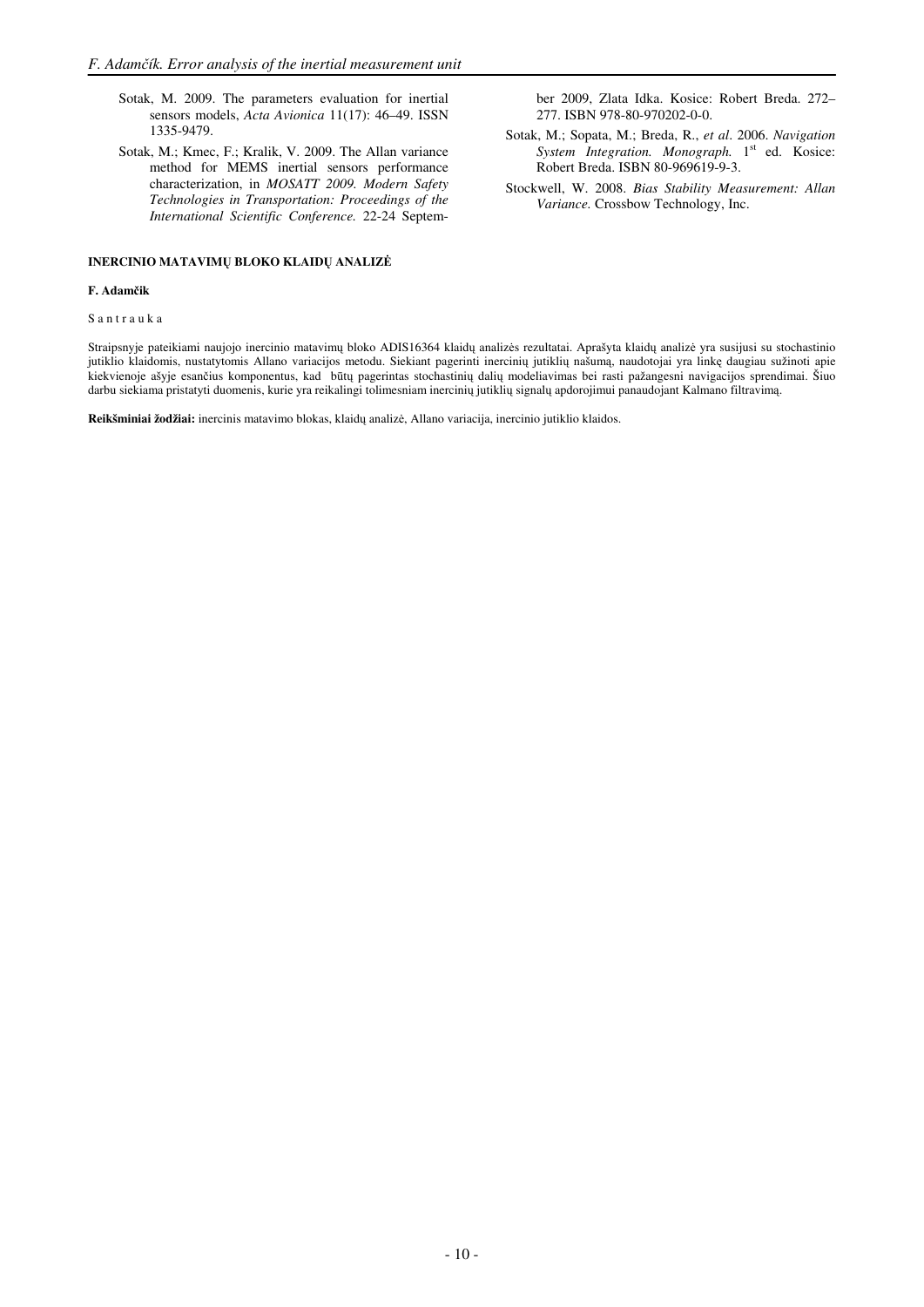Sotak, M. 2009. The parameters evaluation for inertial sensors models, *Acta Avionica* 11(17): 46–49. ISSN 1335-9479.

Sotak, M.; Kmec, F.; Kralik, V. 2009. The Allan variance method for MEMS inertial sensors performance characterization, in *MOSATT 2009. Modern Safety Technologies in Transportation: Proceedings of the International Scientific Conference.* 22-24 September 2009, Zlata Idka. Kosice: Robert Breda. 272–277. ISBN 978-80-970202-0-0.

Sotak, M.; Sopata, M.; Breda, R., *et al*. 2006. *Navigation System Integration. Monograph.* 1st ed. Kosice: Robert Breda. ISBN 80-969619-9-3.

Stockwell, W. 2008. *Bias Stability Measurement: Allan Variance.* Crossbow Technology, Inc.

## INERCINIO MATAVIMŲ BLOKO KLAIDŲ ANALIZĖ

**F. Adamčik**

S a n t r a u k a

Straipsnyje pateikiami naujojo inercinio matavimų bloko ADIS16364 klaidų analizės rezultatai. Aprašyta klaidų analizė yra susijusi su stochastinio jutiklio klaidomis, nustatytomis Allano variacijos metodu. Siekiant pagerinti inercinių jutiklių našumą, naudotojai yra linkę daugiau sužinoti apie kiekvienoje ašyje esančius komponentus, kad būtų pagerintas stochastinių dalių modeliavimas bei rasti pažangesni navigacijos sprendimai. Šiuo darbu siekiama pristatyti duomenis, kurie yra reikalingi tolimesniam inercinių jutiklių signalų apdorojimui panaudojant Kalmano filtravimą.

**Reikšminiai žodžiai:** inercinis matavimo blokas, klaidų analizė, Allano variacija, inercinio jutiklio klaidos.